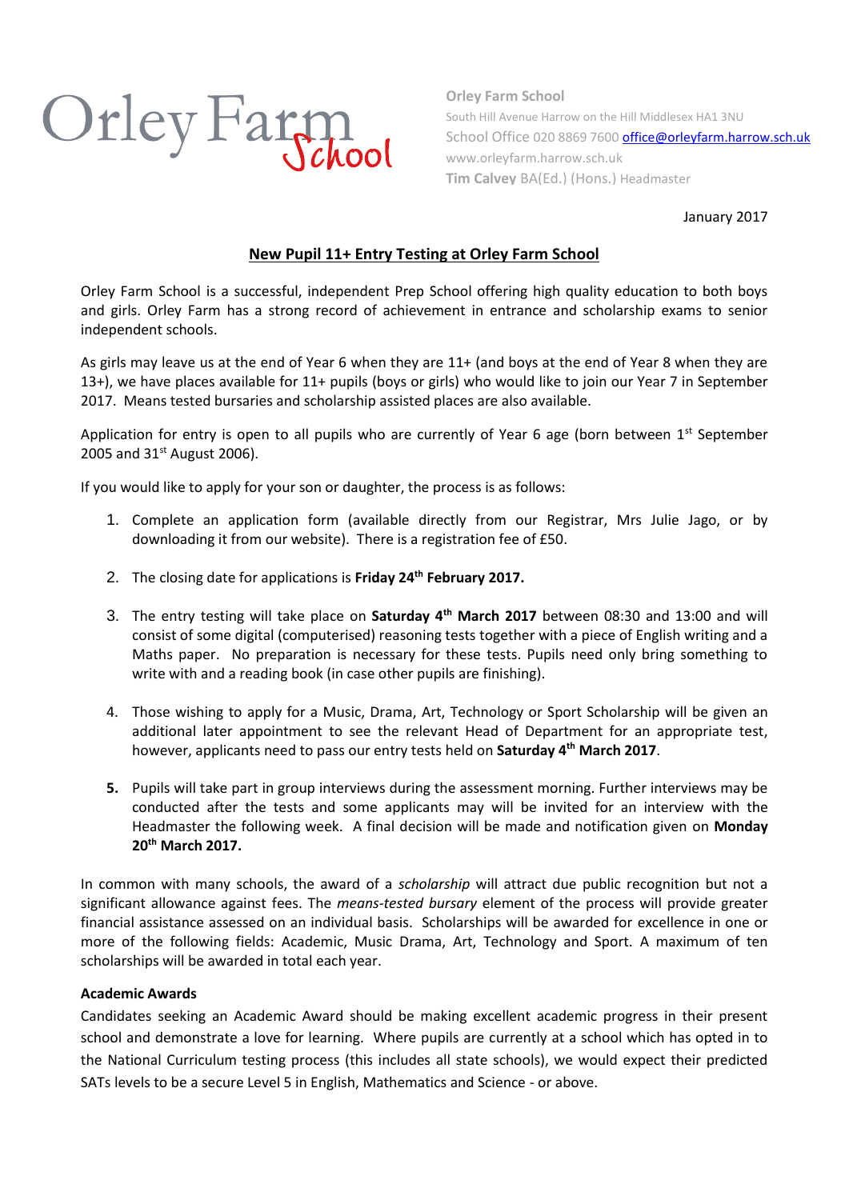Orley Farm School

**Orley Farm School**
South Hill Avenue Harrow on the Hill Middlesex HA1 3NU
School Office 020 8869 7600 office@orleyfarm.harrow.sch.uk
www.orleyfarm.harrow.sch.uk
**Tim Calvey** BA(Ed.) (Hons.) Headmaster

January 2017

## New Pupil 11+ Entry Testing at Orley Farm School

Orley Farm School is a successful, independent Prep School offering high quality education to both boys and girls. Orley Farm has a strong record of achievement in entrance and scholarship exams to senior independent schools.

As girls may leave us at the end of Year 6 when they are 11+ (and boys at the end of Year 8 when they are 13+), we have places available for 11+ pupils (boys or girls) who would like to join our Year 7 in September 2017. Means tested bursaries and scholarship assisted places are also available.

Application for entry is open to all pupils who are currently of Year 6 age (born between 1st September 2005 and 31st August 2006).

If you would like to apply for your son or daughter, the process is as follows:

1. Complete an application form (available directly from our Registrar, Mrs Julie Jago, or by downloading it from our website). There is a registration fee of £50.

2. The closing date for applications is **Friday 24th February 2017.**

3. The entry testing will take place on **Saturday 4th March 2017** between 08:30 and 13:00 and will consist of some digital (computerised) reasoning tests together with a piece of English writing and a Maths paper. No preparation is necessary for these tests. Pupils need only bring something to write with and a reading book (in case other pupils are finishing).

4. Those wishing to apply for a Music, Drama, Art, Technology or Sport Scholarship will be given an additional later appointment to see the relevant Head of Department for an appropriate test, however, applicants need to pass our entry tests held on **Saturday 4th March 2017**.

5. Pupils will take part in group interviews during the assessment morning. Further interviews may be conducted after the tests and some applicants may will be invited for an interview with the Headmaster the following week. A final decision will be made and notification given on **Monday 20th March 2017.**

In common with many schools, the award of a *scholarship* will attract due public recognition but not a significant allowance against fees. The *means-tested bursary* element of the process will provide greater financial assistance assessed on an individual basis. Scholarships will be awarded for excellence in one or more of the following fields: Academic, Music Drama, Art, Technology and Sport. A maximum of ten scholarships will be awarded in total each year.

**Academic Awards**

Candidates seeking an Academic Award should be making excellent academic progress in their present school and demonstrate a love for learning. Where pupils are currently at a school which has opted in to the National Curriculum testing process (this includes all state schools), we would expect their predicted SATs levels to be a secure Level 5 in English, Mathematics and Science - or above.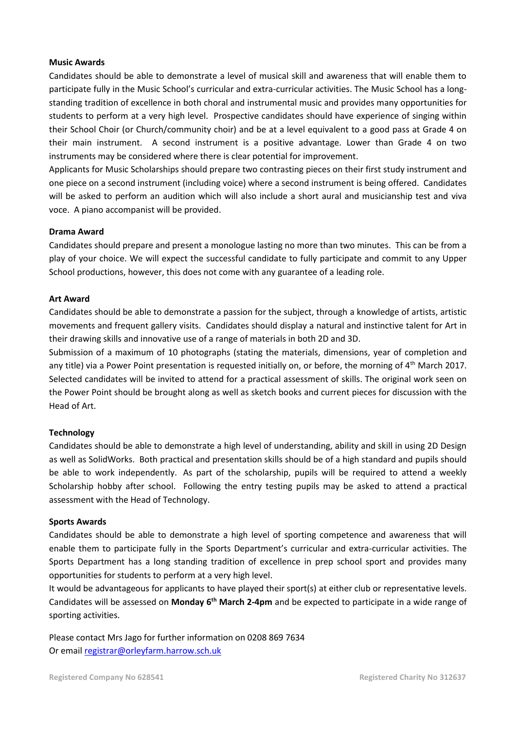**Music Awards**

Candidates should be able to demonstrate a level of musical skill and awareness that will enable them to participate fully in the Music School's curricular and extra-curricular activities. The Music School has a long-standing tradition of excellence in both choral and instrumental music and provides many opportunities for students to perform at a very high level. Prospective candidates should have experience of singing within their School Choir (or Church/community choir) and be at a level equivalent to a good pass at Grade 4 on their main instrument. A second instrument is a positive advantage. Lower than Grade 4 on two instruments may be considered where there is clear potential for improvement.

Applicants for Music Scholarships should prepare two contrasting pieces on their first study instrument and one piece on a second instrument (including voice) where a second instrument is being offered. Candidates will be asked to perform an audition which will also include a short aural and musicianship test and viva voce. A piano accompanist will be provided.

**Drama Award**

Candidates should prepare and present a monologue lasting no more than two minutes. This can be from a play of your choice. We will expect the successful candidate to fully participate and commit to any Upper School productions, however, this does not come with any guarantee of a leading role.

**Art Award**

Candidates should be able to demonstrate a passion for the subject, through a knowledge of artists, artistic movements and frequent gallery visits. Candidates should display a natural and instinctive talent for Art in their drawing skills and innovative use of a range of materials in both 2D and 3D.

Submission of a maximum of 10 photographs (stating the materials, dimensions, year of completion and any title) via a Power Point presentation is requested initially on, or before, the morning of 4th March 2017. Selected candidates will be invited to attend for a practical assessment of skills. The original work seen on the Power Point should be brought along as well as sketch books and current pieces for discussion with the Head of Art.

**Technology**

Candidates should be able to demonstrate a high level of understanding, ability and skill in using 2D Design as well as SolidWorks. Both practical and presentation skills should be of a high standard and pupils should be able to work independently. As part of the scholarship, pupils will be required to attend a weekly Scholarship hobby after school. Following the entry testing pupils may be asked to attend a practical assessment with the Head of Technology.

**Sports Awards**

Candidates should be able to demonstrate a high level of sporting competence and awareness that will enable them to participate fully in the Sports Department's curricular and extra-curricular activities. The Sports Department has a long standing tradition of excellence in prep school sport and provides many opportunities for students to perform at a very high level.

It would be advantageous for applicants to have played their sport(s) at either club or representative levels. Candidates will be assessed on **Monday 6th March 2-4pm** and be expected to participate in a wide range of sporting activities.

Please contact Mrs Jago for further information on 0208 869 7634
Or email registrar@orleyfarm.harrow.sch.uk

Registered Company No 628541 Registered Charity No 312637